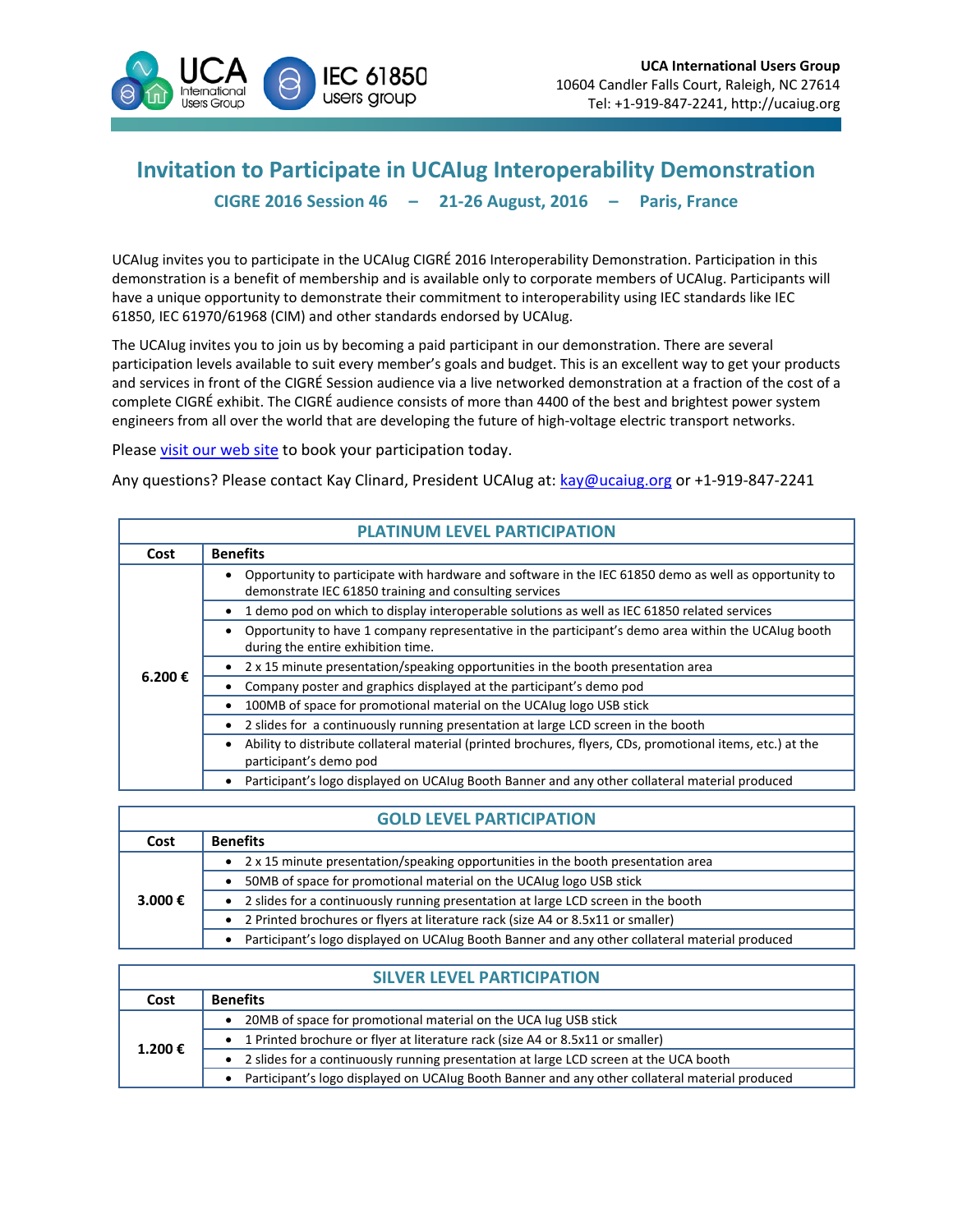**UCA International Users Group**
10604 Candler Falls Court, Raleigh, NC 27614
Tel: +1-919-847-2241, http://ucaiug.org

# Invitation to Participate in UCAIug Interoperability Demonstration

## CIGRE 2016 Session 46 – 21-26 August, 2016 – Paris, France

UCAIug invites you to participate in the UCAIug CIGRÉ 2016 Interoperability Demonstration. Participation in this demonstration is a benefit of membership and is available only to corporate members of UCAIug. Participants will have a unique opportunity to demonstrate their commitment to interoperability using IEC standards like IEC 61850, IEC 61970/61968 (CIM) and other standards endorsed by UCAIug.

The UCAIug invites you to join us by becoming a paid participant in our demonstration. There are several participation levels available to suit every member's goals and budget. This is an excellent way to get your products and services in front of the CIGRÉ Session audience via a live networked demonstration at a fraction of the cost of a complete CIGRÉ exhibit. The CIGRÉ audience consists of more than 4400 of the best and brightest power system engineers from all over the world that are developing the future of high-voltage electric transport networks.

Please visit our web site to book your participation today.

Any questions? Please contact Kay Clinard, President UCAIug at: kay@ucaiug.org or +1-919-847-2241

| PLATINUM LEVEL PARTICIPATION | |
|---|---|
| **Cost** | **Benefits** |
| **6.200 €** | • Opportunity to participate with hardware and software in the IEC 61850 demo as well as opportunity to demonstrate IEC 61850 training and consulting services |
| | • 1 demo pod on which to display interoperable solutions as well as IEC 61850 related services |
| | • Opportunity to have 1 company representative in the participant's demo area within the UCAIug booth during the entire exhibition time. |
| | • 2 x 15 minute presentation/speaking opportunities in the booth presentation area |
| | • Company poster and graphics displayed at the participant's demo pod |
| | • 100MB of space for promotional material on the UCAIug logo USB stick |
| | • 2 slides for a continuously running presentation at large LCD screen in the booth |
| | • Ability to distribute collateral material (printed brochures, flyers, CDs, promotional items, etc.) at the participant's demo pod |
| | • Participant's logo displayed on UCAIug Booth Banner and any other collateral material produced |

| GOLD LEVEL PARTICIPATION | |
|---|---|
| **Cost** | **Benefits** |
| **3.000 €** | • 2 x 15 minute presentation/speaking opportunities in the booth presentation area |
| | • 50MB of space for promotional material on the UCAIug logo USB stick |
| | • 2 slides for a continuously running presentation at large LCD screen in the booth |
| | • 2 Printed brochures or flyers at literature rack (size A4 or 8.5x11 or smaller) |
| | • Participant's logo displayed on UCAIug Booth Banner and any other collateral material produced |

| SILVER LEVEL PARTICIPATION | |
|---|---|
| **Cost** | **Benefits** |
| **1.200 €** | • 20MB of space for promotional material on the UCA Iug USB stick |
| | • 1 Printed brochure or flyer at literature rack (size A4 or 8.5x11 or smaller) |
| | • 2 slides for a continuously running presentation at large LCD screen at the UCA booth |
| | • Participant's logo displayed on UCAIug Booth Banner and any other collateral material produced |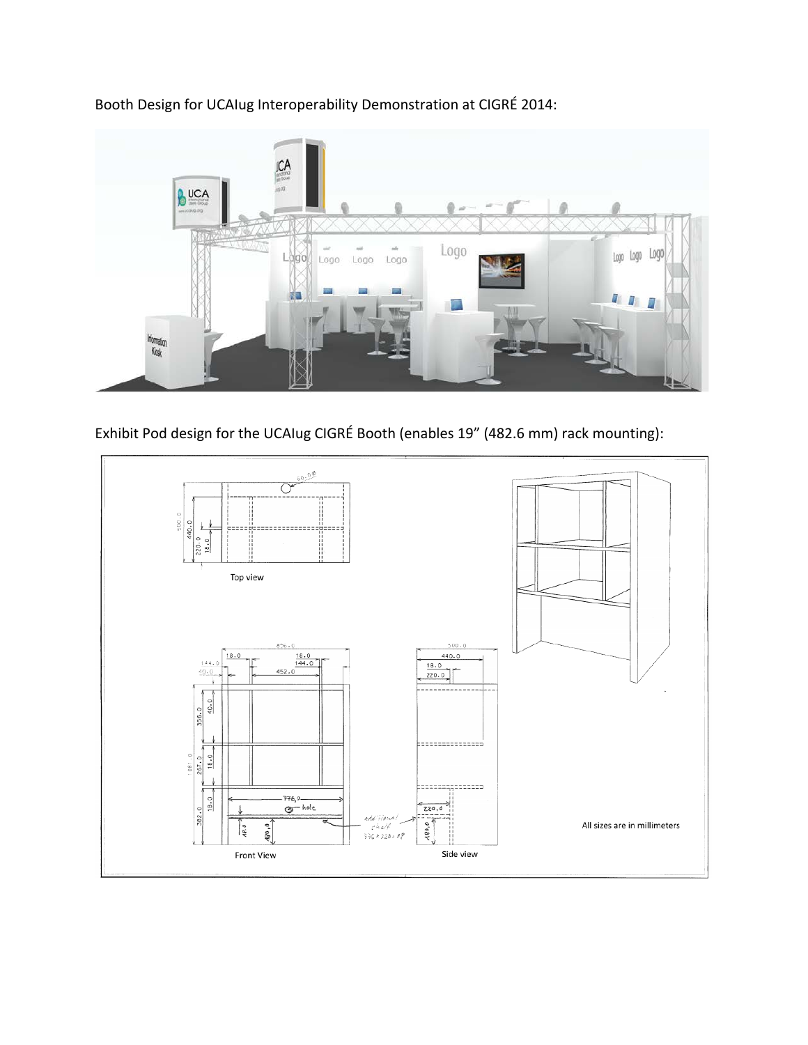Booth Design for UCAIug Interoperability Demonstration at CIGRÉ 2014:

Exhibit Pod design for the UCAIug CIGRÉ Booth (enables 19" (482.6 mm) rack mounting):

Top view

Front View

Side view

All sizes are in millimeters